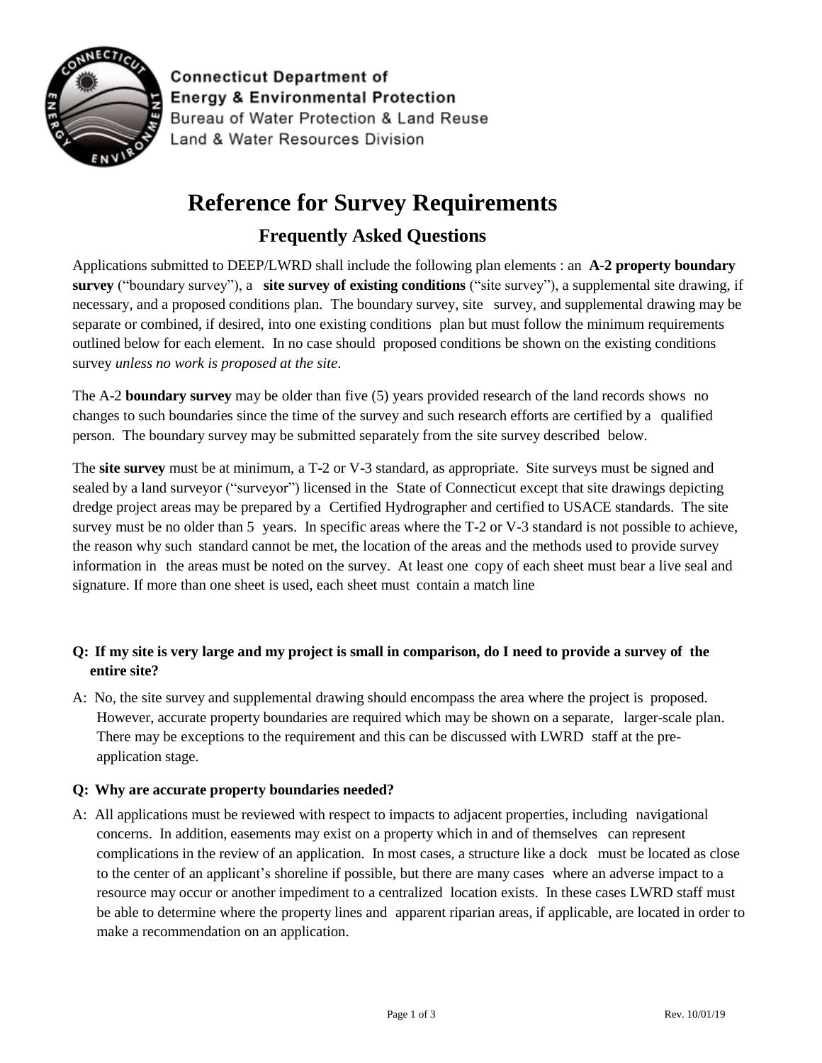Connecticut Department of Energy & Environmental Protection
Bureau of Water Protection & Land Reuse
Land & Water Resources Division

# Reference for Survey Requirements

## Frequently Asked Questions

Applications submitted to DEEP/LWRD shall include the following plan elements : an **A-2 property boundary survey** ("boundary survey"), a **site survey of existing conditions** ("site survey"), a supplemental site drawing, if necessary, and a proposed conditions plan. The boundary survey, site survey, and supplemental drawing may be separate or combined, if desired, into one existing conditions plan but must follow the minimum requirements outlined below for each element. In no case should proposed conditions be shown on the existing conditions survey *unless no work is proposed at the site*.

The A-2 **boundary survey** may be older than five (5) years provided research of the land records shows no changes to such boundaries since the time of the survey and such research efforts are certified by a qualified person. The boundary survey may be submitted separately from the site survey described below.

The **site survey** must be at minimum, a T-2 or V-3 standard, as appropriate. Site surveys must be signed and sealed by a land surveyor ("surveyor") licensed in the State of Connecticut except that site drawings depicting dredge project areas may be prepared by a Certified Hydrographer and certified to USACE standards. The site survey must be no older than 5 years. In specific areas where the T-2 or V-3 standard is not possible to achieve, the reason why such standard cannot be met, the location of the areas and the methods used to provide survey information in the areas must be noted on the survey. At least one copy of each sheet must bear a live seal and signature. If more than one sheet is used, each sheet must contain a match line

**Q: If my site is very large and my project is small in comparison, do I need to provide a survey of the entire site?**

A: No, the site survey and supplemental drawing should encompass the area where the project is proposed. However, accurate property boundaries are required which may be shown on a separate, larger-scale plan. There may be exceptions to the requirement and this can be discussed with LWRD staff at the pre-application stage.

**Q: Why are accurate property boundaries needed?**

A: All applications must be reviewed with respect to impacts to adjacent properties, including navigational concerns. In addition, easements may exist on a property which in and of themselves can represent complications in the review of an application. In most cases, a structure like a dock must be located as close to the center of an applicant's shoreline if possible, but there are many cases where an adverse impact to a resource may occur or another impediment to a centralized location exists. In these cases LWRD staff must be able to determine where the property lines and apparent riparian areas, if applicable, are located in order to make a recommendation on an application.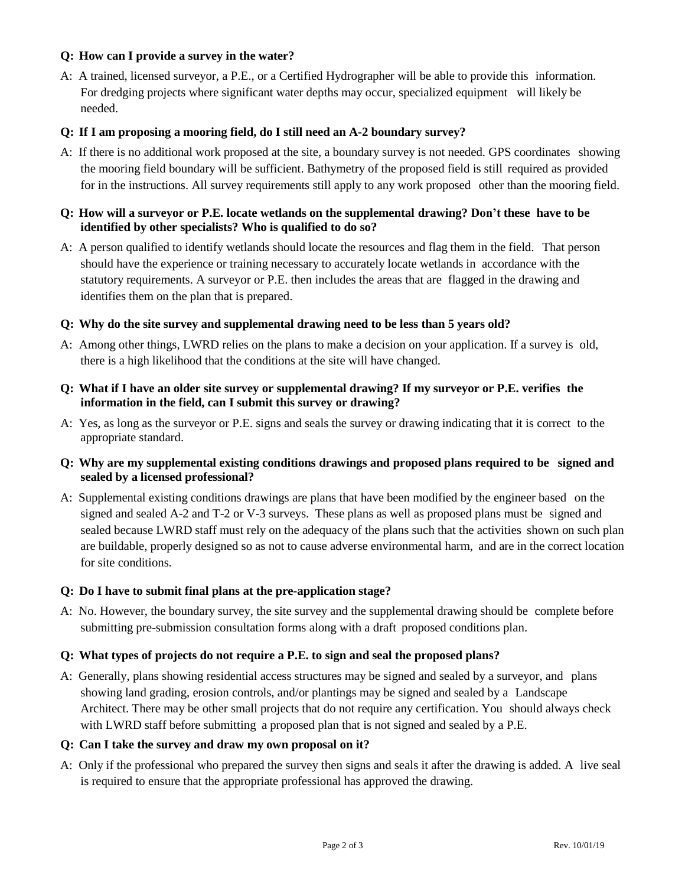**Q: How can I provide a survey in the water?**

A: A trained, licensed surveyor, a P.E., or a Certified Hydrographer will be able to provide this information. For dredging projects where significant water depths may occur, specialized equipment will likely be needed.

**Q: If I am proposing a mooring field, do I still need an A-2 boundary survey?**

A: If there is no additional work proposed at the site, a boundary survey is not needed. GPS coordinates showing the mooring field boundary will be sufficient. Bathymetry of the proposed field is still required as provided for in the instructions. All survey requirements still apply to any work proposed other than the mooring field.

**Q: How will a surveyor or P.E. locate wetlands on the supplemental drawing? Don't these have to be identified by other specialists? Who is qualified to do so?**

A: A person qualified to identify wetlands should locate the resources and flag them in the field. That person should have the experience or training necessary to accurately locate wetlands in accordance with the statutory requirements. A surveyor or P.E. then includes the areas that are flagged in the drawing and identifies them on the plan that is prepared.

**Q: Why do the site survey and supplemental drawing need to be less than 5 years old?**

A: Among other things, LWRD relies on the plans to make a decision on your application. If a survey is old, there is a high likelihood that the conditions at the site will have changed.

**Q: What if I have an older site survey or supplemental drawing? If my surveyor or P.E. verifies the information in the field, can I submit this survey or drawing?**

A: Yes, as long as the surveyor or P.E. signs and seals the survey or drawing indicating that it is correct to the appropriate standard.

**Q: Why are my supplemental existing conditions drawings and proposed plans required to be signed and sealed by a licensed professional?**

A: Supplemental existing conditions drawings are plans that have been modified by the engineer based on the signed and sealed A-2 and T-2 or V-3 surveys. These plans as well as proposed plans must be signed and sealed because LWRD staff must rely on the adequacy of the plans such that the activities shown on such plan are buildable, properly designed so as not to cause adverse environmental harm, and are in the correct location for site conditions.

**Q: Do I have to submit final plans at the pre-application stage?**

A: No. However, the boundary survey, the site survey and the supplemental drawing should be complete before submitting pre-submission consultation forms along with a draft proposed conditions plan.

**Q: What types of projects do not require a P.E. to sign and seal the proposed plans?**

A: Generally, plans showing residential access structures may be signed and sealed by a surveyor, and plans showing land grading, erosion controls, and/or plantings may be signed and sealed by a Landscape Architect. There may be other small projects that do not require any certification. You should always check with LWRD staff before submitting a proposed plan that is not signed and sealed by a P.E.

**Q: Can I take the survey and draw my own proposal on it?**

A: Only if the professional who prepared the survey then signs and seals it after the drawing is added. A live seal is required to ensure that the appropriate professional has approved the drawing.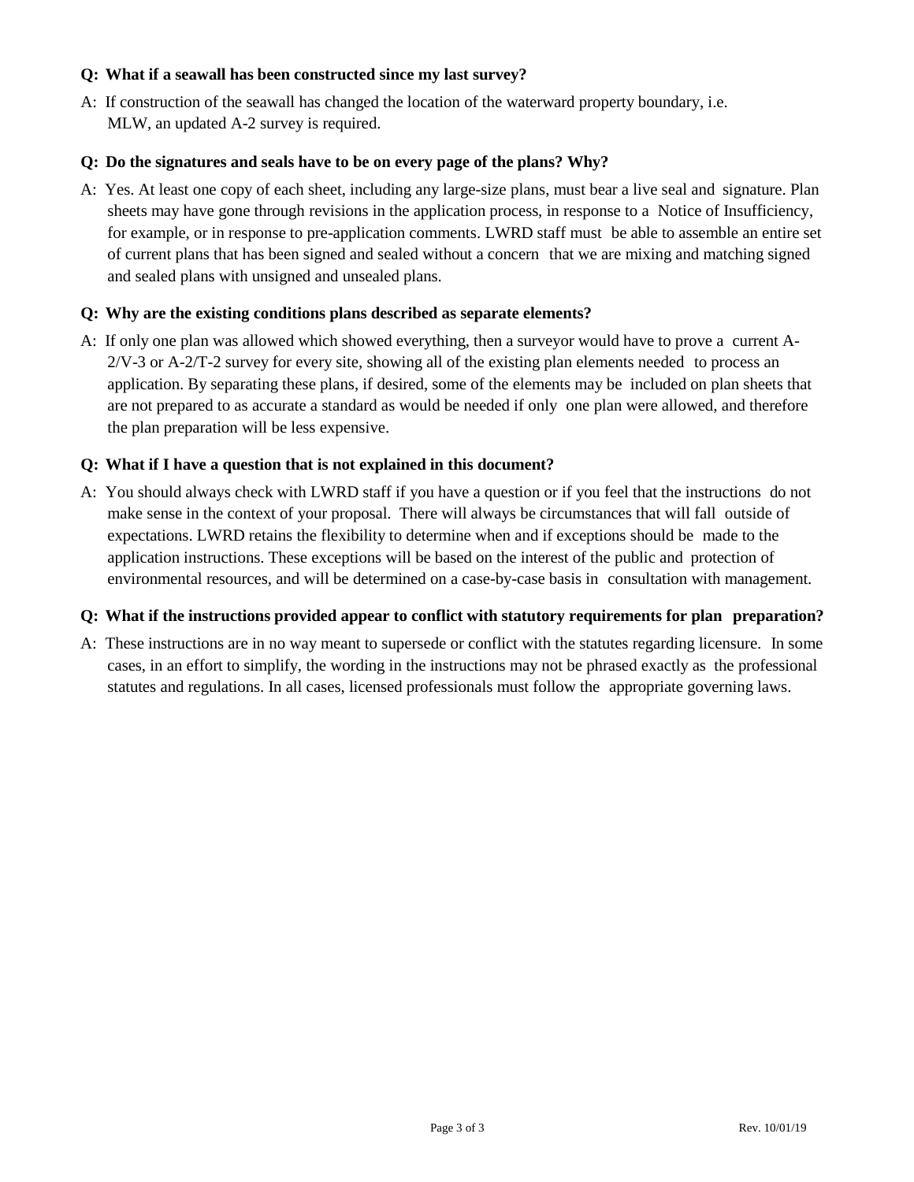**Q: What if a seawall has been constructed since my last survey?**

A: If construction of the seawall has changed the location of the waterward property boundary, i.e. MLW, an updated A-2 survey is required.

**Q: Do the signatures and seals have to be on every page of the plans? Why?**

A: Yes. At least one copy of each sheet, including any large-size plans, must bear a live seal and signature. Plan sheets may have gone through revisions in the application process, in response to a Notice of Insufficiency, for example, or in response to pre-application comments. LWRD staff must be able to assemble an entire set of current plans that has been signed and sealed without a concern that we are mixing and matching signed and sealed plans with unsigned and unsealed plans.

**Q: Why are the existing conditions plans described as separate elements?**

A: If only one plan was allowed which showed everything, then a surveyor would have to prove a current A-2/V-3 or A-2/T-2 survey for every site, showing all of the existing plan elements needed to process an application. By separating these plans, if desired, some of the elements may be included on plan sheets that are not prepared to as accurate a standard as would be needed if only one plan were allowed, and therefore the plan preparation will be less expensive.

**Q: What if I have a question that is not explained in this document?**

A: You should always check with LWRD staff if you have a question or if you feel that the instructions do not make sense in the context of your proposal. There will always be circumstances that will fall outside of expectations. LWRD retains the flexibility to determine when and if exceptions should be made to the application instructions. These exceptions will be based on the interest of the public and protection of environmental resources, and will be determined on a case-by-case basis in consultation with management.

**Q: What if the instructions provided appear to conflict with statutory requirements for plan preparation?**

A: These instructions are in no way meant to supersede or conflict with the statutes regarding licensure. In some cases, in an effort to simplify, the wording in the instructions may not be phrased exactly as the professional statutes and regulations. In all cases, licensed professionals must follow the appropriate governing laws.

Rev. 10/01/19